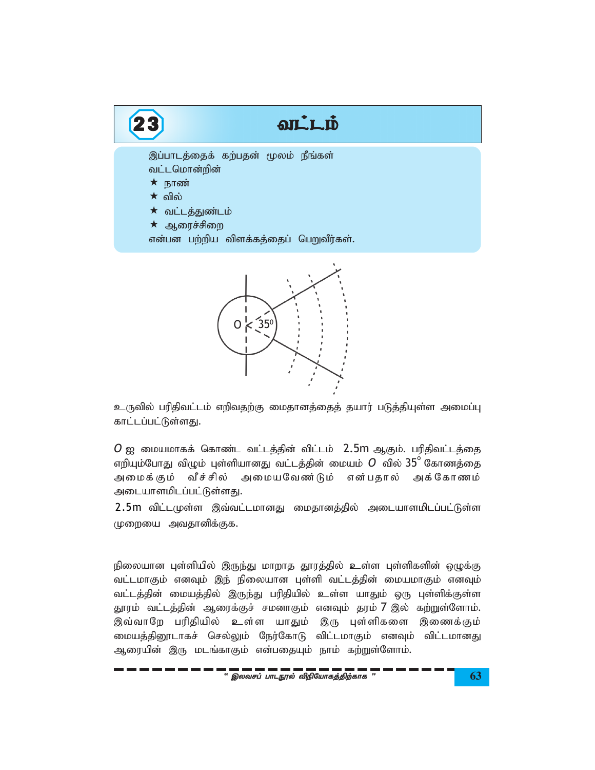# 23 வட்டம்

இப்பாடத்தைக் கற்பதன் மூலம் நீங்கள் வட்டமொன்றின்

- ★ நாண்
- ★ வில்
- ★ வட்டத்துண்டம்
- ★ ஆரைச்சிறை

என்பன பற்றிய விளக்கத்தைப் பெறுவீர்கள்.

உருவில் பரிதிவட்டம் எறிவதற்கு மைதானத்தைத் தயார் படுத்தியுள்ள அமைப்பு காட்டப்பட்டுள்ளது.

$O$ ஐ மையமாகக் கொண்ட வட்டத்தின் விட்டம் 2.5m ஆகும். பரிதிவட்டத்தை எறியும்போது விழும் புள்ளியானது வட்டத்தின் மையம் $O$ வில் $35^{\circ}$ கோணத்தை அமைக்கும் வீச்சில் அமையவேண்டும் என்பதால் அக்கோணம் அடையாளமிடப்பட்டுள்ளது.

2.5m விட்டமுள்ள இவ்வட்டமானது மைதானத்தில் அடையாளமிடப்பட்டுள்ள முறையை அவதானிக்குக.

நிலையான புள்ளியில் இருந்து மாறாத தூரத்தில் உள்ள புள்ளிகளின் ஒழுக்கு வட்டமாகும் எனவும் இந் நிலையான புள்ளி வட்டத்தின் மையமாகும் எனவும் வட்டத்தின் மையத்தில் இருந்து பரிதியில் உள்ள யாதும் ஒரு புள்ளிக்குள்ள தூரம் வட்டத்தின் ஆரைக்குச் சமனாகும் எனவும் தரம் 7 இல் கற்றுள்ளோம். இவ்வாறே பரிதியில் உள்ள யாதும் இரு புள்ளிகளை இணைக்கும் மையத்தினூடாகச் செல்லும் நேர்கோடு விட்டமாகும் எனவும் விட்டமானது ஆரையின் இரு மடங்காகும் என்பதையும் நாம் கற்றுள்ளோம்.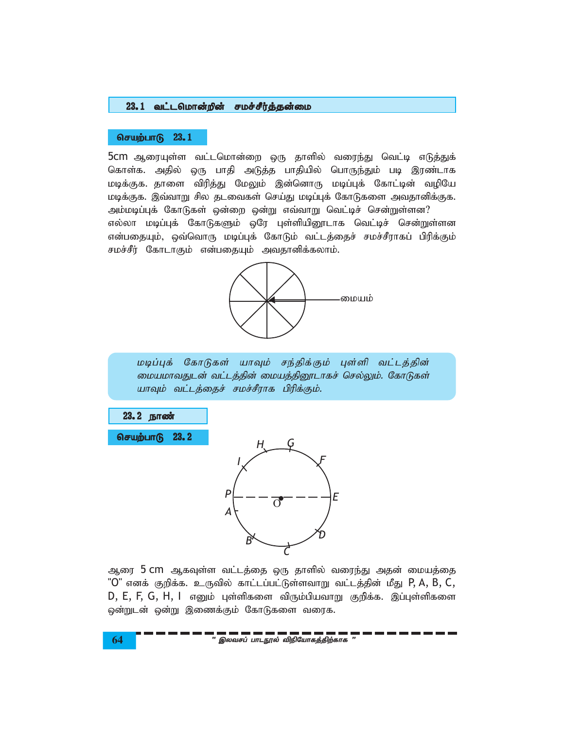## 23.1 வட்டமொன்றின் சமச்சீர்த்தன்மை

### செயற்பாடு 23.1

5cm ஆரையுள்ள வட்டமொன்றை ஒரு தாளில் வரைந்து வெட்டி எடுத்துக் கொள்க. அதில் ஒரு பாதி அடுத்த பாதியில் பொருந்தும் படி இரண்டாக மடிக்குக. தாளை விரித்து மேலும் இன்னொரு மடிப்புக் கோட்டின் வழியே மடிக்குக. இவ்வாறு சில தடவைகள் செய்து மடிப்புக் கோடுகளை அவதானிக்குக. அம்மடிப்புக் கோடுகள் ஒன்றை ஒன்று எவ்வாறு வெட்டிச் சென்றுள்ளன?

எல்லா மடிப்புக் கோடுகளும் ஒரே புள்ளியினூடாக வெட்டிச் சென்றுள்ளன என்பதையும், ஒவ்வொரு மடிப்புக் கோடும் வட்டத்தைச் சமச்சீராகப் பிரிக்கும் சமச்சீர் கோடாகும் என்பதையும் அவதானிக்கலாம்.

மையம்

*மடிப்புக் கோடுகள் யாவும் சந்திக்கும் புள்ளி வட்டத்தின் மையமாவதுடன் வட்டத்தின் மையத்தினூடாகச் செல்லும். கோடுகள் யாவும் வட்டத்தைச் சமச்சீராக பிரிக்கும்.*

## 23.2 நாண்

### செயற்பாடு 23.2

ஆரை 5 cm ஆகவுள்ள வட்டத்தை ஒரு தாளில் வரைந்து அதன் மையத்தை "O" எனக் குறிக்க. உருவில் காட்டப்பட்டுள்ளவாறு வட்டத்தின் மீது P, A, B, C, D, E, F, G, H, I எனும் புள்ளிகளை விரும்பியவாறு குறிக்க. இப்புள்ளிகளை ஒன்றுடன் ஒன்று இணைக்கும் கோடுகளை வரைக.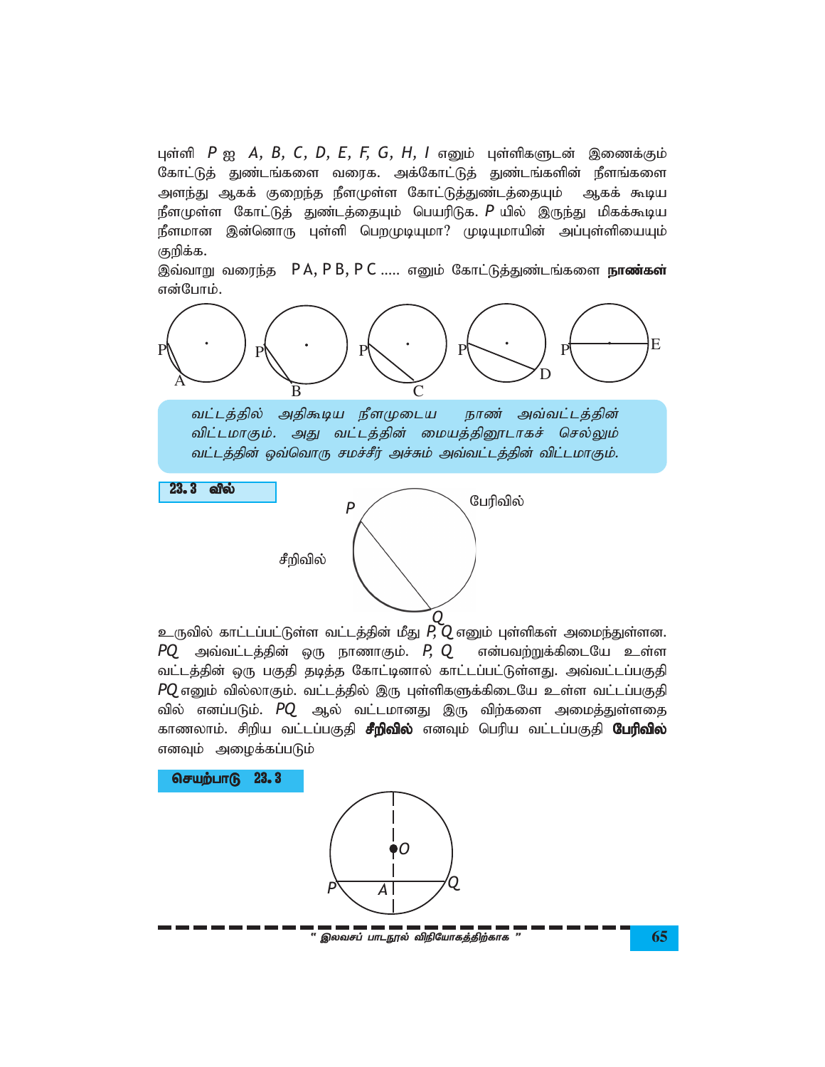புள்ளி $P$ ஐ $A, B, C, D, E, F, G, H, I$ எனும் புள்ளிகளுடன் இணைக்கும் கோட்டுத் துண்டங்களை வரைக. அக்கோட்டுத் துண்டங்களின் நீளங்களை அளந்து ஆகக் குறைந்த நீளமுள்ள கோட்டுத்துண்டத்தையும் ஆகக் கூடிய நீளமுள்ள கோட்டுத் துண்டத்தையும் பெயரிடுக. $P$ யில் இருந்து மிகக்கூடிய நீளமான இன்னொரு புள்ளி பெறமுடியுமா? முடியுமாயின் அப்புள்ளியையும் குறிக்க.

இவ்வாறு வரைந்த $PA, PB, PC$ ..... எனும் கோட்டுத்துண்டங்களை **நாண்கள்** என்போம்.

*வட்டத்தில் அதிகூடிய நீளமுடைய நாண் அவ்வட்டத்தின் விட்டமாகும். அது வட்டத்தின் மையத்தினூடாகச் செல்லும் வட்டத்தின் ஒவ்வொரு சமச்சீர் அச்சும் அவ்வட்டத்தின் விட்டமாகும்.*

## 23. 3 வில்

பேரிவில்

சீறிவில்

உருவில் காட்டப்பட்டுள்ள வட்டத்தின் மீது $P, Q$ எனும் புள்ளிகள் அமைந்துள்ளன. $PQ$ அவ்வட்டத்தின் ஒரு நாணாகும். $P, Q$ என்பவற்றுக்கிடையே உள்ள வட்டத்தின் ஒரு பகுதி தடித்த கோட்டினால் காட்டப்பட்டுள்ளது. அவ்வட்டப்பகுதி $PQ$ எனும் வில்லாகும். வட்டத்தில் இரு புள்ளிகளுக்கிடையே உள்ள வட்டப்பகுதி வில் எனப்படும். $PQ$ ஆல் வட்டமானது இரு விற்களை அமைத்துள்ளதை காணலாம். சிறிய வட்டப்பகுதி **சீறிவில்** எனவும் பெரிய வட்டப்பகுதி **பேரிவில்** எனவும் அழைக்கப்படும்

### செயற்பாடு 23. 3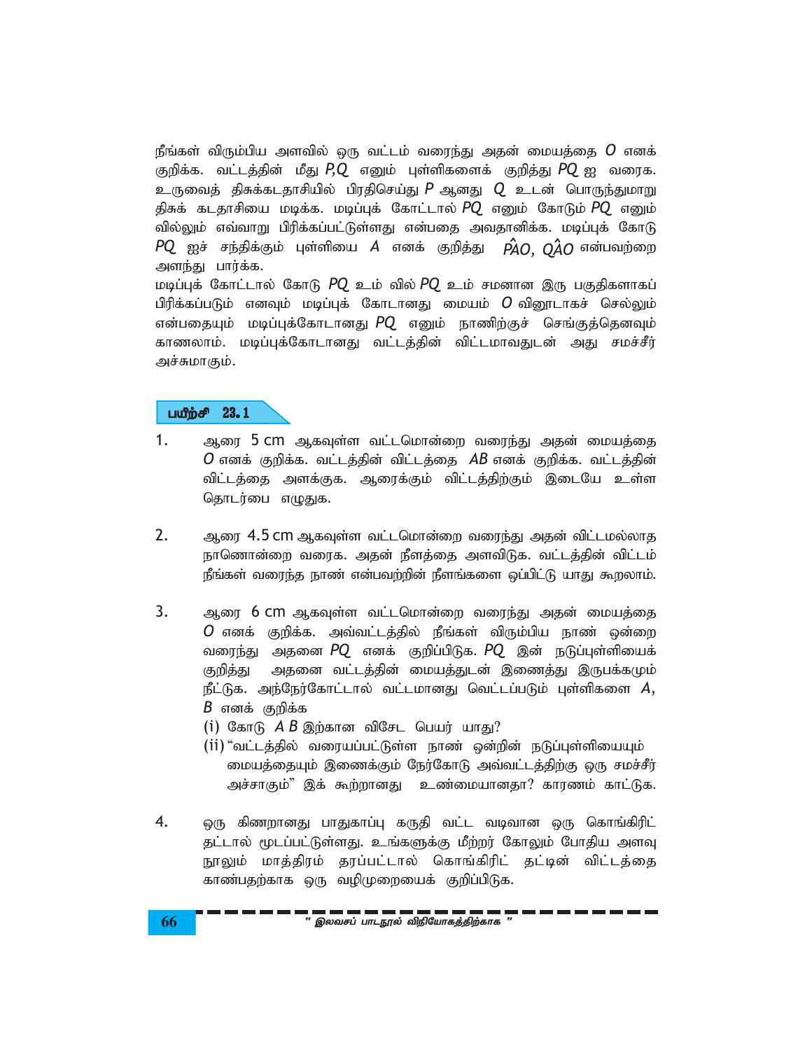நீங்கள் விரும்பிய அளவில் ஒரு வட்டம் வரைந்து அதன் மையத்தை $O$ எனக் குறிக்க. வட்டத்தின் மீது $P, Q$ எனும் புள்ளிகளைக் குறித்து $PQ$ ஐ வரைக. உருவைத் திசுக்கடதாசியில் பிரதிசெய்து $P$ ஆனது $Q$ உடன் பொருந்துமாறு திசுக் கடதாசியை மடிக்க. மடிப்புக் கோட்டால் $PQ$ எனும் கோடும் $PQ$ எனும் வில்லும் எவ்வாறு பிரிக்கப்பட்டுள்ளது என்பதை அவதானிக்க. மடிப்புக் கோடு $PQ$ ஐச் சந்திக்கும் புள்ளியை $A$ எனக் குறித்து $P\hat{A}O$, $Q\hat{A}O$ என்பவற்றை அளந்து பார்க்க.

மடிப்புக் கோட்டால் கோடு $PQ$ உம் வில் $PQ$ உம் சமனான இரு பகுதிகளாகப் பிரிக்கப்படும் எனவும் மடிப்புக் கோடானது மையம் $O$ வினூடாகச் செல்லும் என்பதையும் மடிப்புக்கோடானது $PQ$ எனும் நாணிற்குச் செங்குத்தெனவும் காணலாம். மடிப்புக்கோடானது வட்டத்தின் விட்டமாவதுடன் அது சமச்சீர் அச்சுமாகும்.

## பயிற்சி 23.1

1. ஆரை 5 cm ஆகவுள்ள வட்டமொன்றை வரைந்து அதன் மையத்தை $O$ எனக் குறிக்க. வட்டத்தின் விட்டத்தை $AB$ எனக் குறிக்க. வட்டத்தின் விட்டத்தை அளக்குக. ஆரைக்கும் விட்டத்திற்கும் இடையே உள்ள தொடர்பை எழுதுக.

2. ஆரை 4.5 cm ஆகவுள்ள வட்டமொன்றை வரைந்து அதன் விட்டமல்லாத நாணொன்றை வரைக. அதன் நீளத்தை அளவிடுக. வட்டத்தின் விட்டம் நீங்கள் வரைந்த நாண் என்பவற்றின் நீளங்களை ஒப்பிட்டு யாது கூறலாம்.

3. ஆரை 6 cm ஆகவுள்ள வட்டமொன்றை வரைந்து அதன் மையத்தை $O$ எனக் குறிக்க. அவ்வட்டத்தில் நீங்கள் விரும்பிய நாண் ஒன்றை வரைந்து அதனை $PQ$ எனக் குறிப்பிடுக. $PQ$ இன் நடுப்புள்ளியைக் குறித்து அதனை வட்டத்தின் மையத்துடன் இணைத்து இருபக்கமும் நீட்டுக. அந்நேர்கோட்டால் வட்டமானது வெட்டப்படும் புள்ளிகளை $A$, $B$ எனக் குறிக்க
   (i) கோடு $AB$ இற்கான விசேட பெயர் யாது?
   (ii) "வட்டத்தில் வரையப்பட்டுள்ள நாண் ஒன்றின் நடுப்புள்ளியையும் மையத்தையும் இணைக்கும் நேர்கோடு அவ்வட்டத்திற்கு ஒரு சமச்சீர் அச்சாகும்" இக் கூற்றானது உண்மையானதா? காரணம் காட்டுக.

4. ஒரு கிணறானது பாதுகாப்பு கருதி வட்ட வடிவான ஒரு கொங்கிரிட் தட்டால் மூடப்பட்டுள்ளது. உங்களுக்கு மீற்றர் கோலும் போதிய அளவு நூலும் மாத்திரம் தரப்பட்டால் கொங்கிரிட் தட்டின் விட்டத்தை காண்பதற்காக ஒரு வழிமுறையைக் குறிப்பிடுக.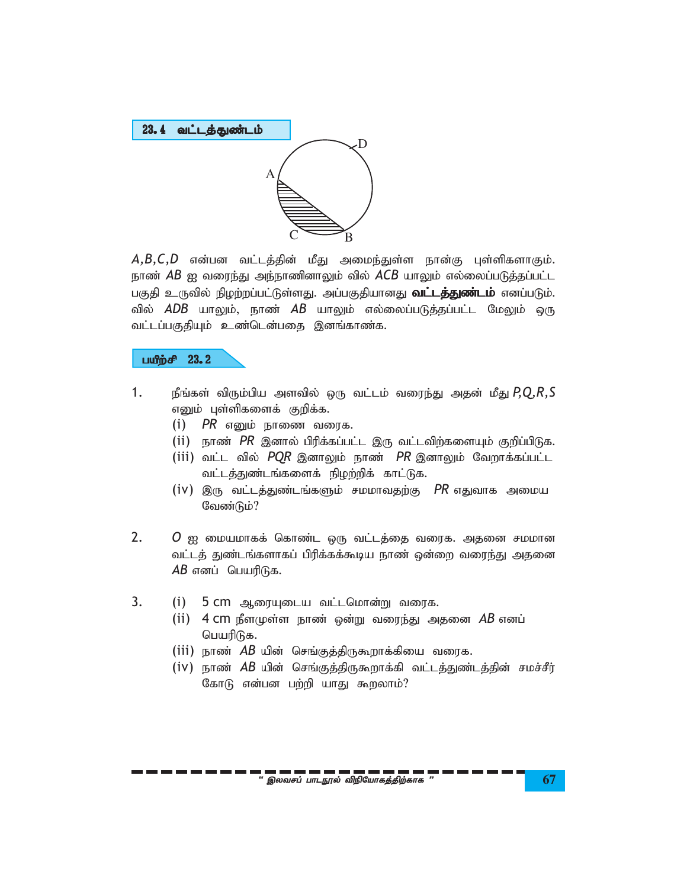## 23. 4 வட்டத்துண்டம்

$A, B, C, D$ என்பன வட்டத்தின் மீது அமைந்துள்ள நான்கு புள்ளிகளாகும். நாண் $AB$ ஐ வரைந்து அந்நாணினாலும் வில் $ACB$ யாலும் எல்லைப்படுத்தப்பட்ட பகுதி உருவில் நிழற்றப்பட்டுள்ளது. அப்பகுதியானது **வட்டத்துண்டம்** எனப்படும். வில் $ADB$ யாலும், நாண் $AB$ யாலும் எல்லைப்படுத்தப்பட்ட மேலும் ஒரு வட்டப்பகுதியும் உண்டென்பதை இனங்காண்க.

### பயிற்சி 23. 2

1. நீங்கள் விரும்பிய அளவில் ஒரு வட்டம் வரைந்து அதன் மீது $P, Q, R, S$ எனும் புள்ளிகளைக் குறிக்க.
   - (i) $PR$ எனும் நாணை வரைக.
   - (ii) நாண் $PR$ இனால் பிரிக்கப்பட்ட இரு வட்டவிற்களையும் குறிப்பிடுக.
   - (iii) வட்ட வில் $PQR$ இனாலும் நாண் $PR$ இனாலும் வேறாக்கப்பட்ட வட்டத்துண்டங்களை நிழற்றிக் காட்டுக.
   - (iv) இரு வட்டத்துண்டங்களும் சமமாவதற்கு $PR$ எதுவாக அமைய வேண்டும்?

2. $O$ ஐ மையமாகக் கொண்ட ஒரு வட்டத்தை வரைக. அதனை சமமான வட்டத் துண்டங்களாகப் பிரிக்கக்கூடிய நாண் ஒன்றை வரைந்து அதனை $AB$ எனப் பெயரிடுக.

3. 
   - (i) 5 cm ஆரையுடைய வட்டமொன்று வரைக.
   - (ii) 4 cm நீளமுள்ள நாண் ஒன்று வரைந்து அதனை $AB$ எனப் பெயரிடுக.
   - (iii) நாண் $AB$ யின் செங்குத்திருகூறாக்கியை வரைக.
   - (iv) நாண் $AB$ யின் செங்குத்திருகூறாக்கி வட்டத்துண்டத்தின் சமச்சீர் கோடு என்பன பற்றி யாது கூறலாம்?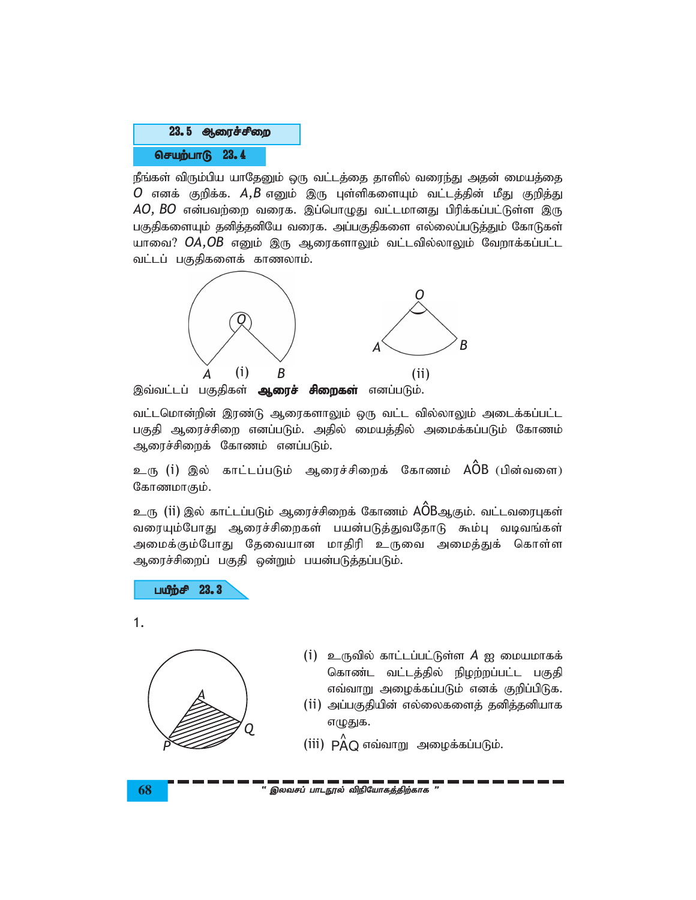## 23.5 ஆரைச்சிறை

### செயற்பாடு 23.4

நீங்கள் விரும்பிய யாதேனும் ஒரு வட்டத்தை தாளில் வரைந்து அதன் மையத்தை $O$ எனக் குறிக்க. $A, B$ எனும் இரு புள்ளிகளையும் வட்டத்தின் மீது குறித்து $AO$, $BO$ என்பவற்றை வரைக. இப்பொழுது வட்டமானது பிரிக்கப்பட்டுள்ள இரு பகுதிகளையும் தனித்தனியே வரைக. அப்பகுதிகளை எல்லைப்படுத்தும் கோடுகள் யாவை? $OA, OB$ எனும் இரு ஆரைகளாலும் வட்டவில்லாலும் வேறாக்கப்பட்ட வட்டப் பகுதிகளைக் காணலாம்.

(i) (ii)

இவ்வட்டப் பகுதிகள் **ஆரைச் சிறைகள்** எனப்படும்.

வட்டமொன்றின் இரண்டு ஆரைகளாலும் ஒரு வட்ட வில்லாலும் அடைக்கப்பட்ட பகுதி ஆரைச்சிறை எனப்படும். அதில் மையத்தில் அமைக்கப்படும் கோணம் ஆரைச்சிறைக் கோணம் எனப்படும்.

உரு (i) இல் காட்டப்படும் ஆரைச்சிறைக் கோணம் $A\hat{O}B$ (பின்வளை) கோணமாகும்.

உரு (ii) இல் காட்டப்படும் ஆரைச்சிறைக் கோணம் $A\hat{O}B$ஆகும். வட்டவரைபுகள் வரையும்போது ஆரைச்சிறைகள் பயன்படுத்துவதோடு கூம்பு வடிவங்கள் அமைக்கும்போது தேவையான மாதிரி உருவை அமைத்துக் கொள்ள ஆரைச்சிறைப் பகுதி ஒன்றும் பயன்படுத்தப்படும்.

### பயிற்சி 23.3

1.

(i) உருவில் காட்டப்பட்டுள்ள $A$ ஐ மையமாகக் கொண்ட வட்டத்தில் நிழற்றப்பட்ட பகுதி எவ்வாறு அழைக்கப்படும் எனக் குறிப்பிடுக.

(ii) அப்பகுதியின் எல்லைகளைத் தனித்தனியாக எழுதுக.

(iii) $P\hat{A}Q$ எவ்வாறு அழைக்கப்படும்.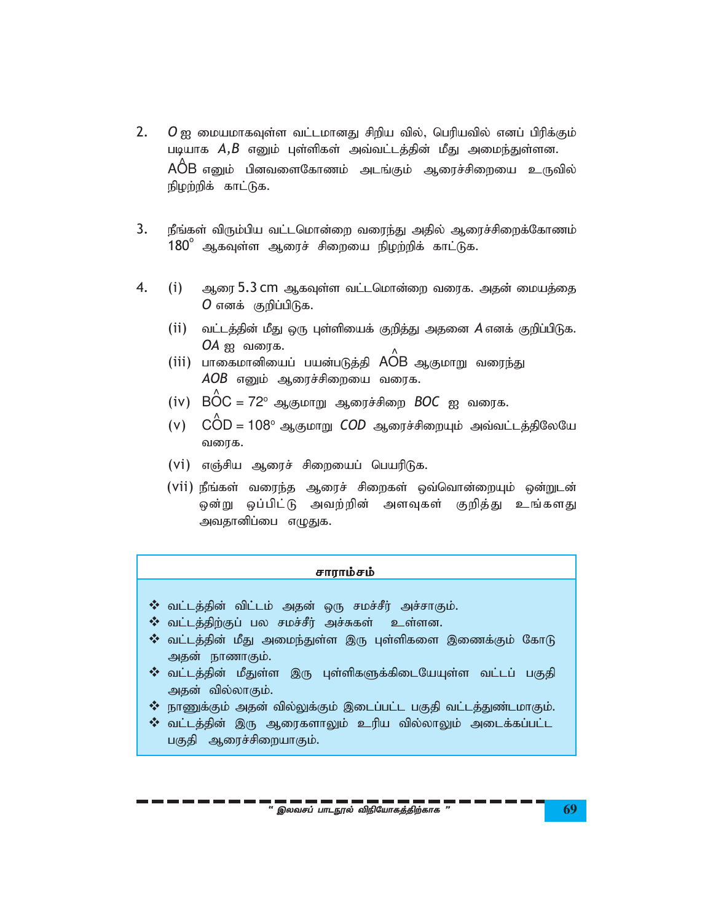2. $O$ ஐ மையமாகவுள்ள வட்டமானது சிறிய வில், பெரியவில் எனப் பிரிக்கும் படியாக $A, B$ எனும் புள்ளிகள் அவ்வட்டத்தின் மீது அமைந்துள்ளன. $\hat{AOB}$ எனும் பின்வளைகோணம் அடங்கும் ஆரைச்சிறையை உருவில் நிழற்றிக் காட்டுக.

3. நீங்கள் விரும்பிய வட்டமொன்றை வரைந்து அதில் ஆரைச்சிறைக்கோணம் $180^\circ$ ஆகவுள்ள ஆரைச் சிறையை நிழற்றிக் காட்டுக.

4. (i) ஆரை 5.3 cm ஆகவுள்ள வட்டமொன்றை வரைக. அதன் மையத்தை $O$ எனக் குறிப்பிடுக.

   (ii) வட்டத்தின் மீது ஒரு புள்ளியைக் குறித்து அதனை $A$ எனக் குறிப்பிடுக. $OA$ ஐ வரைக.

   (iii) பாகைமானியைப் பயன்படுத்தி $\hat{AOB}$ ஆகுமாறு வரைந்து $AOB$ எனும் ஆரைச்சிறையை வரைக.

   (iv) $\hat{BOC} = 72^\circ$ ஆகுமாறு ஆரைச்சிறை $BOC$ ஐ வரைக.

   (v) $\hat{COD} = 108^\circ$ ஆகுமாறு $COD$ ஆரைச்சிறையும் அவ்வட்டத்திலேயே வரைக.

   (vi) எஞ்சிய ஆரைச் சிறையைப் பெயரிடுக.

   (vii) நீங்கள் வரைந்த ஆரைச் சிறைகள் ஒவ்வொன்றையும் ஒன்றுடன் ஒன்று ஒப்பிட்டு அவற்றின் அளவுகள் குறித்து உங்களது அவதானிப்பை எழுதுக.

**சாராம்சம்**

❖ வட்டத்தின் விட்டம் அதன் ஒரு சமச்சீர் அச்சாகும்.
❖ வட்டத்திற்குப் பல சமச்சீர் அச்சுகள் உள்ளன.
❖ வட்டத்தின் மீது அமைந்துள்ள இரு புள்ளிகளை இணைக்கும் கோடு அதன் நாணாகும்.
❖ வட்டத்தின் மீதுள்ள இரு புள்ளிகளுக்கிடையேயுள்ள வட்டப் பகுதி அதன் வில்லாகும்.
❖ நாணுக்கும் அதன் வில்லுக்கும் இடைப்பட்ட பகுதி வட்டத்துண்டமாகும்.
❖ வட்டத்தின் இரு ஆரைகளாலும் உரிய வில்லாலும் அடைக்கப்பட்ட பகுதி ஆரைச்சிறையாகும்.